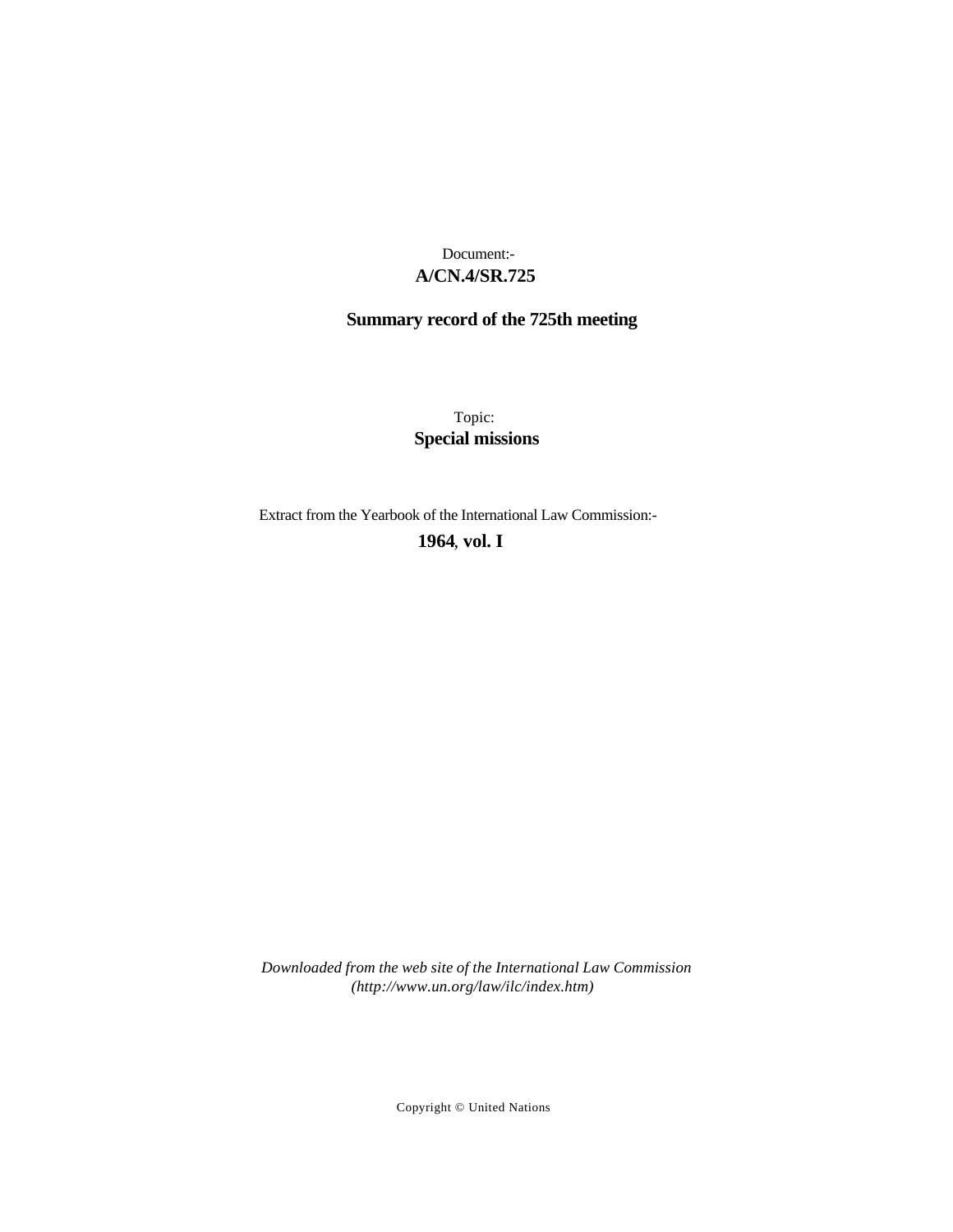Document:-

**A/CN.4/SR.725**

**Summary record of the 725th meeting**

Topic:

**Special missions**

Extract from the Yearbook of the International Law Commission:-

**1964, vol. I**

*Downloaded from the web site of the International Law Commission (http://www.un.org/law/ilc/index.htm)*

Copyright © United Nations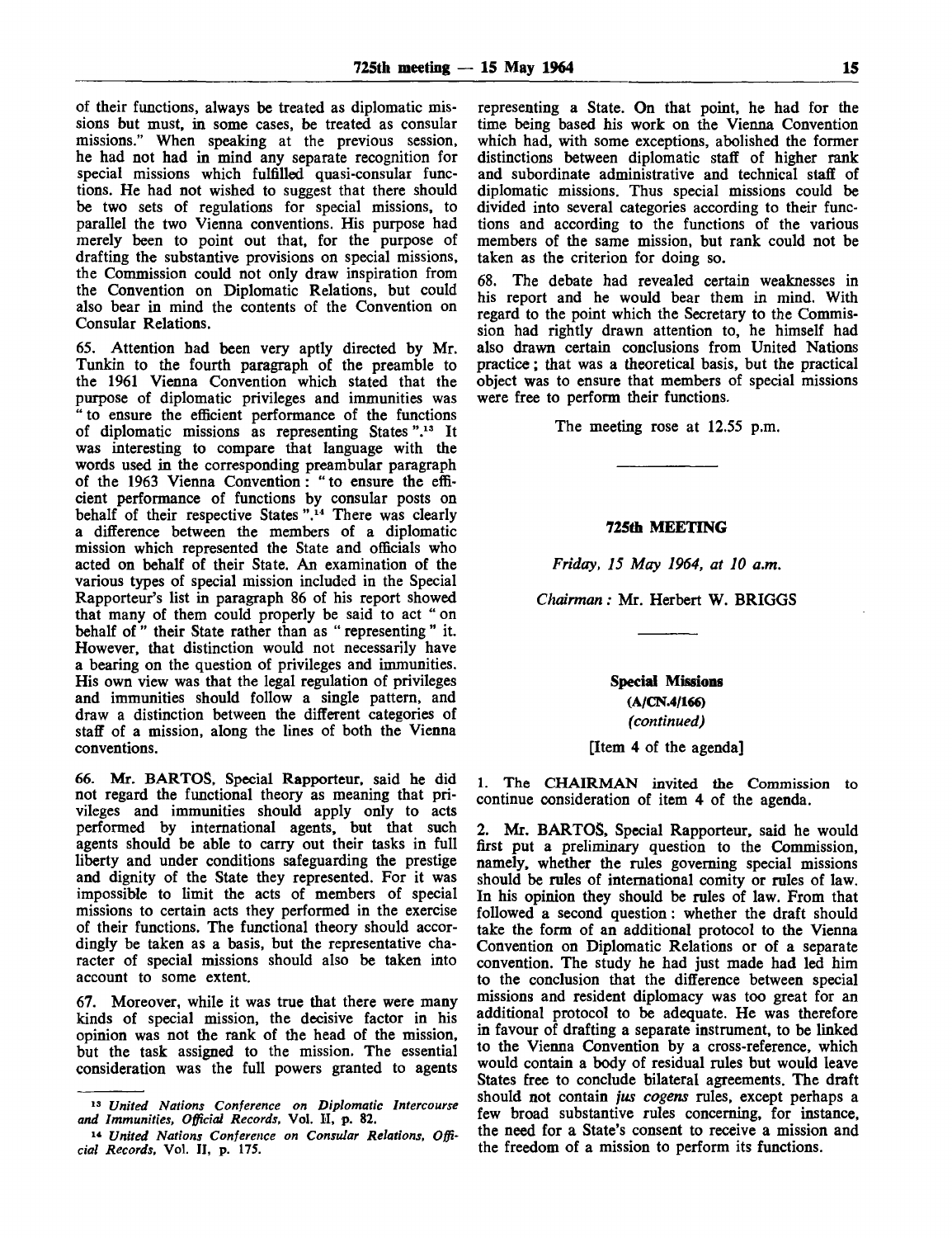of their functions, always be treated as diplomatic missions but must, in some cases, be treated as consular missions." When speaking at the previous session, he had not had in mind any separate recognition for special missions which fulfilled quasi-consular functions. He had not wished to suggest that there should be two sets of regulations for special missions, to parallel the two Vienna conventions. His purpose had merely been to point out that, for the purpose of drafting the substantive provisions on special missions, the Commission could not only draw inspiration from the Convention on Diplomatic Relations, but could also bear in mind the contents of the Convention on Consular Relations.

65. Attention had been very aptly directed by Mr. Tunkin to the fourth paragraph of the preamble to the 1961 Vienna Convention which stated that the purpose of diplomatic privileges and immunities was "to ensure the efficient performance of the functions of diplomatic missions as representing States".[13] It was interesting to compare that language with the words used in the corresponding preambular paragraph of the 1963 Vienna Convention: "to ensure the efficient performance of functions by consular posts on behalf of their respective States".[14] There was clearly a difference between the members of a diplomatic mission which represented the State and officials who acted on behalf of their State. An examination of the various types of special mission included in the Special Rapporteur's list in paragraph 86 of his report showed that many of them could properly be said to act "on behalf of" their State rather than as "representing" it. However, that distinction would not necessarily have a bearing on the question of privileges and immunities. His own view was that the legal regulation of privileges and immunities should follow a single pattern, and draw a distinction between the different categories of staff of a mission, along the lines of both the Vienna conventions.

66. Mr. BARTOS, Special Rapporteur, said he did not regard the functional theory as meaning that privileges and immunities should apply only to acts performed by international agents, but that such agents should be able to carry out their tasks in full liberty and under conditions safeguarding the prestige and dignity of the State they represented. For it was impossible to limit the acts of members of special missions to certain acts they performed in the exercise of their functions. The functional theory should accordingly be taken as a basis, but the representative character of special missions should also be taken into account to some extent.

67. Moreover, while it was true that there were many kinds of special mission, the decisive factor in his opinion was not the rank of the head of the mission, but the task assigned to the mission. The essential consideration was the full powers granted to agents representing a State. On that point, he had for the time being based his work on the Vienna Convention which had, with some exceptions, abolished the former distinctions between diplomatic staff of higher rank and subordinate administrative and technical staff of diplomatic missions. Thus special missions could be divided into several categories according to their functions and according to the functions of the various members of the same mission, but rank could not be taken as the criterion for doing so.

68. The debate had revealed certain weaknesses in his report and he would bear them in mind. With regard to the point which the Secretary to the Commission had rightly drawn attention to, he himself had also drawn certain conclusions from United Nations practice; that was a theoretical basis, but the practical object was to ensure that members of special missions were free to perform their functions.

The meeting rose at 12.55 p.m.

[13] *United Nations Conference on Diplomatic Intercourse and Immunities, Official Records*, Vol. II, p. 82.

[14] *United Nations Conference on Consular Relations, Official Records*, Vol. II, p. 175.

## 725th MEETING

*Friday, 15 May 1964, at 10 a.m.*

*Chairman:* Mr. Herbert W. BRIGGS

### Special Missions (A/CN.4/166) *(continued)*

[Item 4 of the agenda]

1. The CHAIRMAN invited the Commission to continue consideration of item 4 of the agenda.

2. Mr. BARTOS, Special Rapporteur, said he would first put a preliminary question to the Commission, namely, whether the rules governing special missions should be rules of international comity or rules of law. In his opinion they should be rules of law. From that followed a second question: whether the draft should take the form of an additional protocol to the Vienna Convention on Diplomatic Relations or of a separate convention. The study he had just made had led him to the conclusion that the difference between special missions and resident diplomacy was too great for an additional protocol to be adequate. He was therefore in favour of drafting a separate instrument, to be linked to the Vienna Convention by a cross-reference, which would contain a body of residual rules but would leave States free to conclude bilateral agreements. The draft should not contain *jus cogens* rules, except perhaps a few broad substantive rules concerning, for instance, the need for a State's consent to receive a mission and the freedom of a mission to perform its functions.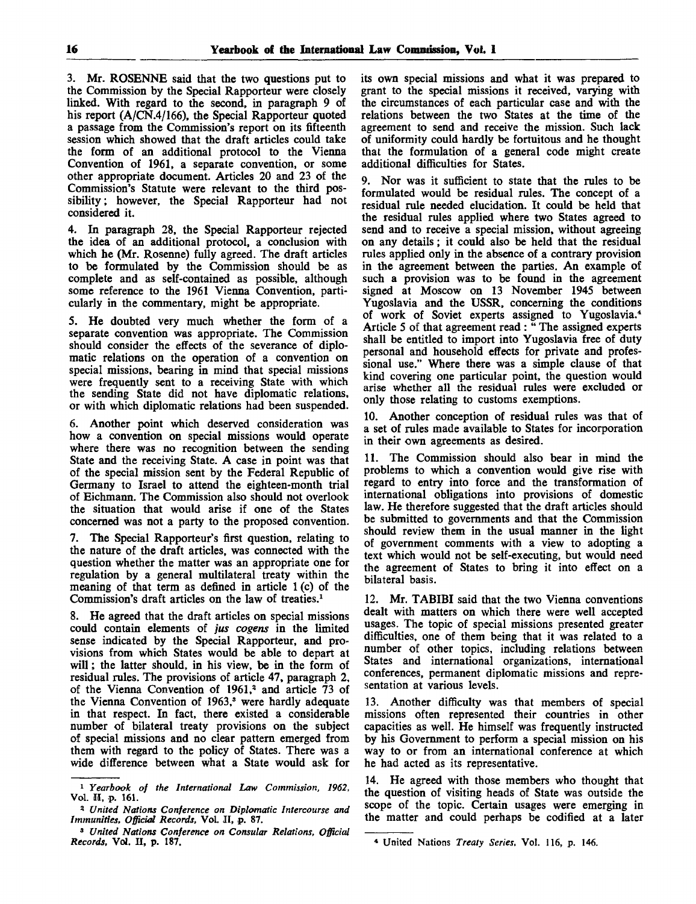3. Mr. ROSENNE said that the two questions put to the Commission by the Special Rapporteur were closely linked. With regard to the second, in paragraph 9 of his report (A/CN.4/166), the Special Rapporteur quoted a passage from the Commission's report on its fifteenth session which showed that the draft articles could take the form of an additional protocol to the Vienna Convention of 1961, a separate convention, or some other appropriate document. Articles 20 and 23 of the Commission's Statute were relevant to the third possibility; however, the Special Rapporteur had not considered it.

4. In paragraph 28, the Special Rapporteur rejected the idea of an additional protocol, a conclusion with which he (Mr. Rosenne) fully agreed. The draft articles to be formulated by the Commission should be as complete and as self-contained as possible, although some reference to the 1961 Vienna Convention, particularly in the commentary, might be appropriate.

5. He doubted very much whether the form of a separate convention was appropriate. The Commission should consider the effects of the severance of diplomatic relations on the operation of a convention on special missions, bearing in mind that special missions were frequently sent to a receiving State with which the sending State did not have diplomatic relations, or with which diplomatic relations had been suspended.

6. Another point which deserved consideration was how a convention on special missions would operate where there was no recognition between the sending State and the receiving State. A case in point was that of the special mission sent by the Federal Republic of Germany to Israel to attend the eighteen-month trial of Eichmann. The Commission also should not overlook the situation that would arise if one of the States concerned was not a party to the proposed convention.

7. The Special Rapporteur's first question, relating to the nature of the draft articles, was connected with the question whether the matter was an appropriate one for regulation by a general multilateral treaty within the meaning of that term as defined in article 1 (c) of the Commission's draft articles on the law of treaties.[1]

8. He agreed that the draft articles on special missions could contain elements of *jus cogens* in the limited sense indicated by the Special Rapporteur, and provisions from which States would be able to depart at will; the latter should, in his view, be in the form of residual rules. The provisions of article 47, paragraph 2, of the Vienna Convention of 1961,[2] and article 73 of the Vienna Convention of 1963,[3] were hardly adequate in that respect. In fact, there existed a considerable number of bilateral treaty provisions on the subject of special missions and no clear pattern emerged from them with regard to the policy of States. There was a wide difference between what a State would ask for its own special missions and what it was prepared to grant to the special missions it received, varying with the circumstances of each particular case and with the relations between the two States at the time of the agreement to send and receive the mission. Such lack of uniformity could hardly be fortuitous and he thought that the formulation of a general code might create additional difficulties for States.

9. Nor was it sufficient to state that the rules to be formulated would be residual rules. The concept of a residual rule needed elucidation. It could be held that the residual rules applied where two States agreed to send and to receive a special mission, without agreeing on any details; it could also be held that the residual rules applied only in the absence of a contrary provision in the agreement between the parties. An example of such a provision was to be found in the agreement signed at Moscow on 13 November 1945 between Yugoslavia and the USSR, concerning the conditions of work of Soviet experts assigned to Yugoslavia.[4] Article 5 of that agreement read: "The assigned experts shall be entitled to import into Yugoslavia free of duty personal and household effects for private and professional use." Where there was a simple clause of that kind covering one particular point, the question would arise whether all the residual rules were excluded or only those relating to customs exemptions.

10. Another conception of residual rules was that of a set of rules made available to States for incorporation in their own agreements as desired.

11. The Commission should also bear in mind the problems to which a convention would give rise with regard to entry into force and the transformation of international obligations into provisions of domestic law. He therefore suggested that the draft articles should be submitted to governments and that the Commission should review them in the usual manner in the light of government comments with a view to adopting a text which would not be self-executing, but would need the agreement of States to bring it into effect on a bilateral basis.

12. Mr. TABIBI said that the two Vienna conventions dealt with matters on which there were well accepted usages. The topic of special missions presented greater difficulties, one of them being that it was related to a number of other topics, including relations between States and international organizations, international conferences, permanent diplomatic missions and representation at various levels.

13. Another difficulty was that members of special missions often represented their countries in other capacities as well. He himself was frequently instructed by his Government to perform a special mission on his way to or from an international conference at which he had acted as its representative.

14. He agreed with those members who thought that the question of visiting heads of State was outside the scope of the topic. Certain usages were emerging in the matter and could perhaps be codified at a later

---

[1] *Yearbook of the International Law Commission, 1962*, Vol. II, p. 161.

[2] *United Nations Conference on Diplomatic Intercourse and Immunities, Official Records*, Vol. II, p. 87.

[3] *United Nations Conference on Consular Relations, Official Records*, Vol. II, p. 187.

[4] United Nations *Treaty Series*, Vol. 116, p. 146.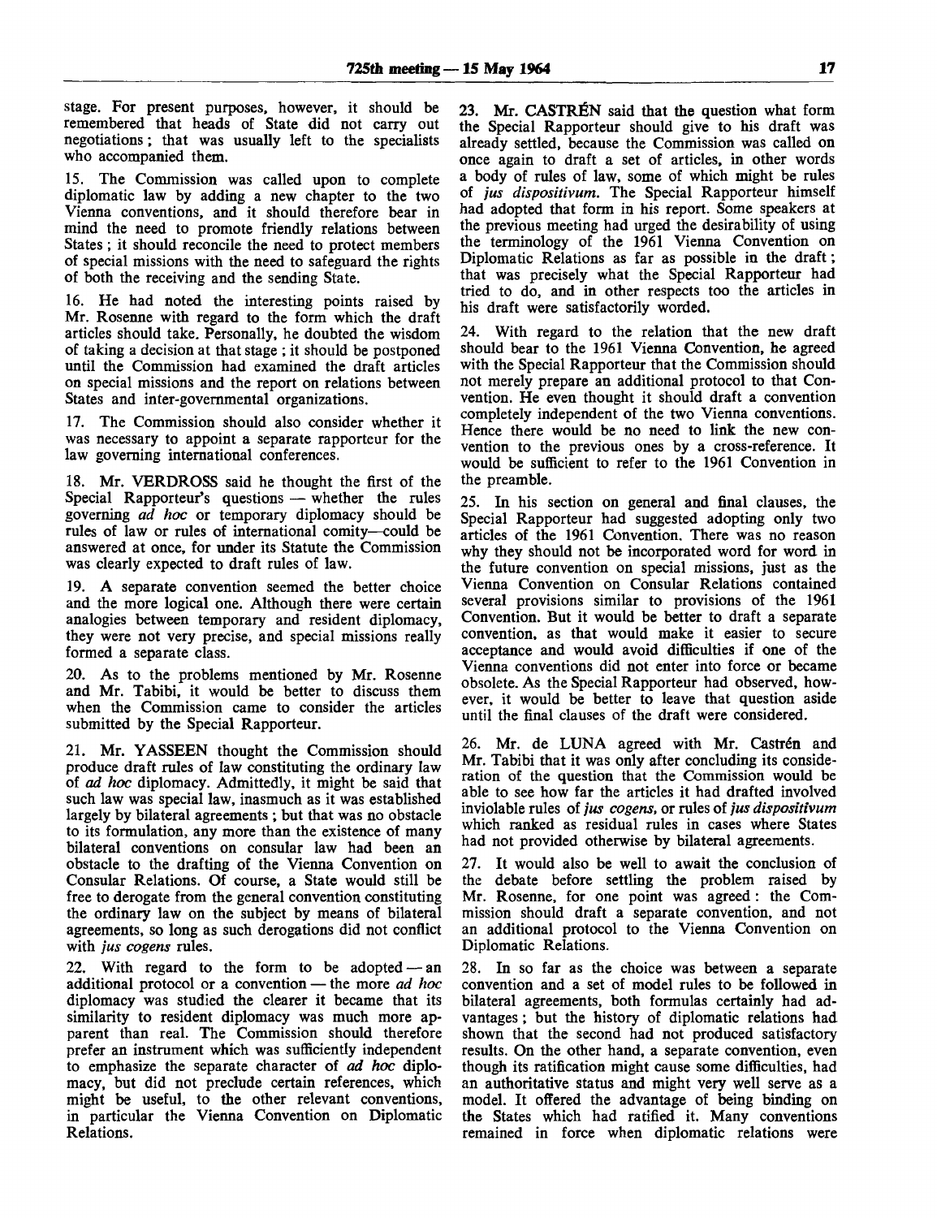stage. For present purposes, however, it should be remembered that heads of State did not carry out negotiations; that was usually left to the specialists who accompanied them.

15. The Commission was called upon to complete diplomatic law by adding a new chapter to the two Vienna conventions, and it should therefore bear in mind the need to promote friendly relations between States; it should reconcile the need to protect members of special missions with the need to safeguard the rights of both the receiving and the sending State.

16. He had noted the interesting points raised by Mr. Rosenne with regard to the form which the draft articles should take. Personally, he doubted the wisdom of taking a decision at that stage; it should be postponed until the Commission had examined the draft articles on special missions and the report on relations between States and inter-governmental organizations.

17. The Commission should also consider whether it was necessary to appoint a separate rapporteur for the law governing international conferences.

18. Mr. VERDROSS said he thought the first of the Special Rapporteur's questions — whether the rules governing *ad hoc* or temporary diplomacy should be rules of law or rules of international comity—could be answered at once, for under its Statute the Commission was clearly expected to draft rules of law.

19. A separate convention seemed the better choice and the more logical one. Although there were certain analogies between temporary and resident diplomacy, they were not very precise, and special missions really formed a separate class.

20. As to the problems mentioned by Mr. Rosenne and Mr. Tabibi, it would be better to discuss them when the Commission came to consider the articles submitted by the Special Rapporteur.

21. Mr. YASSEEN thought the Commission should produce draft rules of law constituting the ordinary law of *ad hoc* diplomacy. Admittedly, it might be said that such law was special law, inasmuch as it was established largely by bilateral agreements; but that was no obstacle to its formulation, any more than the existence of many bilateral conventions on consular law had been an obstacle to the drafting of the Vienna Convention on Consular Relations. Of course, a State would still be free to derogate from the general convention constituting the ordinary law on the subject by means of bilateral agreements, so long as such derogations did not conflict with *jus cogens* rules.

22. With regard to the form to be adopted — an additional protocol or a convention — the more *ad hoc* diplomacy was studied the clearer it became that its similarity to resident diplomacy was much more apparent than real. The Commission should therefore prefer an instrument which was sufficiently independent to emphasize the separate character of *ad hoc* diplomacy, but did not preclude certain references, which might be useful, to the other relevant conventions, in particular the Vienna Convention on Diplomatic Relations.

23. Mr. CASTRÉN said that the question what form the Special Rapporteur should give to his draft was already settled, because the Commission was called on once again to draft a set of articles, in other words a body of rules of law, some of which might be rules of *jus dispositivum.* The Special Rapporteur himself had adopted that form in his report. Some speakers at the previous meeting had urged the desirability of using the terminology of the 1961 Vienna Convention on Diplomatic Relations as far as possible in the draft; that was precisely what the Special Rapporteur had tried to do, and in other respects too the articles in his draft were satisfactorily worded.

24. With regard to the relation that the new draft should bear to the 1961 Vienna Convention, he agreed with the Special Rapporteur that the Commission should not merely prepare an additional protocol to that Convention. He even thought it should draft a convention completely independent of the two Vienna conventions. Hence there would be no need to link the new convention to the previous ones by a cross-reference. It would be sufficient to refer to the 1961 Convention in the preamble.

25. In his section on general and final clauses, the Special Rapporteur had suggested adopting only two articles of the 1961 Convention. There was no reason why they should not be incorporated word for word in the future convention on special missions, just as the Vienna Convention on Consular Relations contained several provisions similar to provisions of the 1961 Convention. But it would be better to draft a separate convention, as that would make it easier to secure acceptance and would avoid difficulties if one of the Vienna conventions did not enter into force or became obsolete. As the Special Rapporteur had observed, however, it would be better to leave that question aside until the final clauses of the draft were considered.

26. Mr. de LUNA agreed with Mr. Castrén and Mr. Tabibi that it was only after concluding its consideration of the question that the Commission would be able to see how far the articles it had drafted involved inviolable rules of *jus cogens,* or rules of *jus dispositivum* which ranked as residual rules in cases where States had not provided otherwise by bilateral agreements.

27. It would also be well to await the conclusion of the debate before settling the problem raised by Mr. Rosenne, for one point was agreed: the Commission should draft a separate convention, and not an additional protocol to the Vienna Convention on Diplomatic Relations.

28. In so far as the choice was between a separate convention and a set of model rules to be followed in bilateral agreements, both formulas certainly had advantages; but the history of diplomatic relations had shown that the second had not produced satisfactory results. On the other hand, a separate convention, even though its ratification might cause some difficulties, had an authoritative status and might very well serve as a model. It offered the advantage of being binding on the States which had ratified it. Many conventions remained in force when diplomatic relations were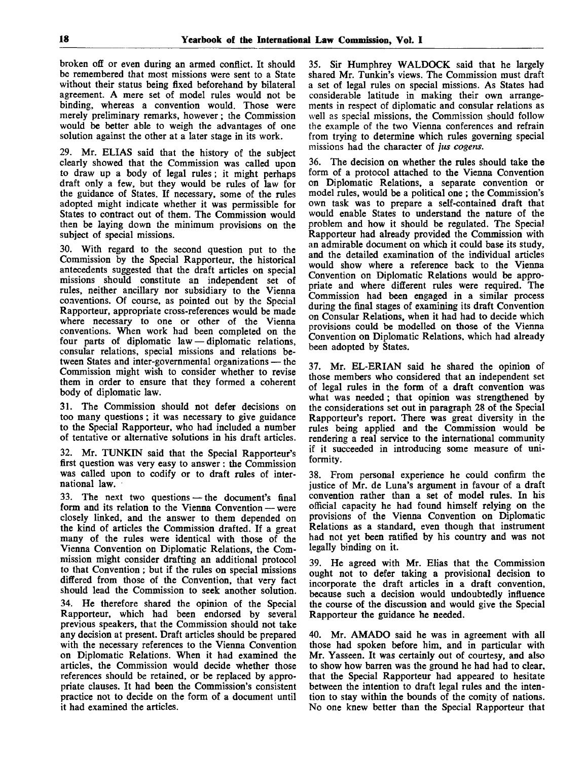broken off or even during an armed conflict. It should be remembered that most missions were sent to a State without their status being fixed beforehand by bilateral agreement. A mere set of model rules would not be binding, whereas a convention would. Those were merely preliminary remarks, however; the Commission would be better able to weigh the advantages of one solution against the other at a later stage in its work.

29. Mr. ELIAS said that the history of the subject clearly showed that the Commission was called upon to draw up a body of legal rules; it might perhaps draft only a few, but they would be rules of law for the guidance of States. If necessary, some of the rules adopted might indicate whether it was permissible for States to contract out of them. The Commission would then be laying down the minimum provisions on the subject of special missions.

30. With regard to the second question put to the Commission by the Special Rapporteur, the historical antecedents suggested that the draft articles on special missions should constitute an independent set of rules, neither ancillary nor subsidiary to the Vienna conventions. Of course, as pointed out by the Special Rapporteur, appropriate cross-references would be made where necessary to one or other of the Vienna conventions. When work had been completed on the four parts of diplomatic law — diplomatic relations, consular relations, special missions and relations between States and inter-governmental organizations — the Commission might wish to consider whether to revise them in order to ensure that they formed a coherent body of diplomatic law.

31. The Commission should not defer decisions on too many questions; it was necessary to give guidance to the Special Rapporteur, who had included a number of tentative or alternative solutions in his draft articles.

32. Mr. TUNKIN said that the Special Rapporteur's first question was very easy to answer: the Commission was called upon to codify or to draft rules of international law.

33. The next two questions — the document's final form and its relation to the Vienna Convention — were closely linked, and the answer to them depended on the kind of articles the Commission drafted. If a great many of the rules were identical with those of the Vienna Convention on Diplomatic Relations, the Commission might consider drafting an additional protocol to that Convention; but if the rules on special missions differed from those of the Convention, that very fact should lead the Commission to seek another solution.

34. He therefore shared the opinion of the Special Rapporteur, which had been endorsed by several previous speakers, that the Commission should not take any decision at present. Draft articles should be prepared with the necessary references to the Vienna Convention on Diplomatic Relations. When it had examined the articles, the Commission would decide whether those references should be retained, or be replaced by appropriate clauses. It had been the Commission's consistent practice not to decide on the form of a document until it had examined the articles.

35. Sir Humphrey WALDOCK said that he largely shared Mr. Tunkin's views. The Commission must draft a set of legal rules on special missions. As States had considerable latitude in making their own arrangements in respect of diplomatic and consular relations as well as special missions, the Commission should follow the example of the two Vienna conferences and refrain from trying to determine which rules governing special missions had the character of *jus cogens*.

36. The decision on whether the rules should take the form of a protocol attached to the Vienna Convention on Diplomatic Relations, a separate convention or model rules, would be a political one; the Commission's own task was to prepare a self-contained draft that would enable States to understand the nature of the problem and how it should be regulated. The Special Rapporteur had already provided the Commission with an admirable document on which it could base its study, and the detailed examination of the individual articles would show where a reference back to the Vienna Convention on Diplomatic Relations would be appropriate and where different rules were required. The Commission had been engaged in a similar process during the final stages of examining its draft Convention on Consular Relations, when it had had to decide which provisions could be modelled on those of the Vienna Convention on Diplomatic Relations, which had already been adopted by States.

37. Mr. EL-ERIAN said he shared the opinion of those members who considered that an independent set of legal rules in the form of a draft convention was what was needed; that opinion was strengthened by the considerations set out in paragraph 28 of the Special Rapporteur's report. There was great diversity in the rules being applied and the Commission would be rendering a real service to the international community if it succeeded in introducing some measure of uniformity.

38. From personal experience he could confirm the justice of Mr. de Luna's argument in favour of a draft convention rather than a set of model rules. In his official capacity he had found himself relying on the provisions of the Vienna Convention on Diplomatic Relations as a standard, even though that instrument had not yet been ratified by his country and was not legally binding on it.

39. He agreed with Mr. Elias that the Commission ought not to defer taking a provisional decision to incorporate the draft articles in a draft convention, because such a decision would undoubtedly influence the course of the discussion and would give the Special Rapporteur the guidance he needed.

40. Mr. AMADO said he was in agreement with all those had spoken before him, and in particular with Mr. Yasseen. It was certainly out of courtesy, and also to show how barren was the ground he had had to clear, that the Special Rapporteur had appeared to hesitate between the intention to draft legal rules and the intention to stay within the bounds of the comity of nations. No one knew better than the Special Rapporteur that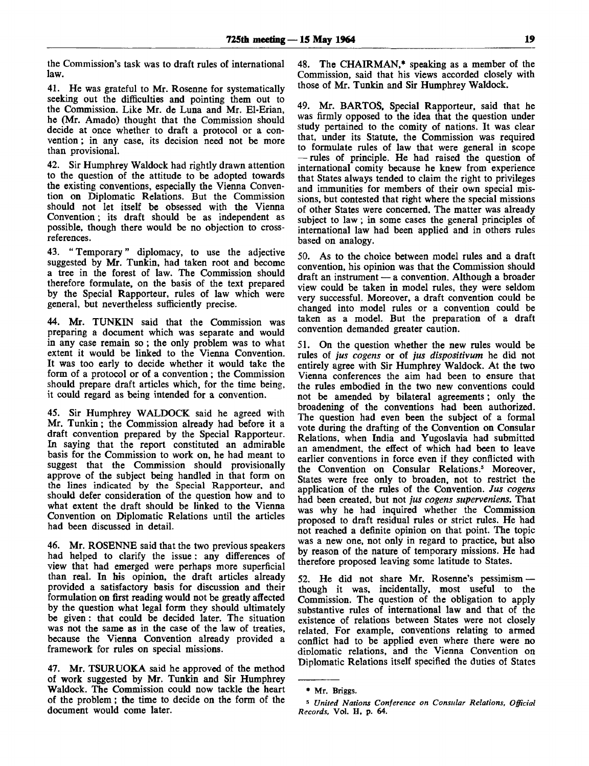the Commission's task was to draft rules of international law.

41. He was grateful to Mr. Rosenne for systematically seeking out the difficulties and pointing them out to the Commission. Like Mr. de Luna and Mr. El-Erian, he (Mr. Amado) thought that the Commission should decide at once whether to draft a protocol or a convention; in any case, its decision need not be more than provisional.

42. Sir Humphrey Waldock had rightly drawn attention to the question of the attitude to be adopted towards the existing conventions, especially the Vienna Convention on Diplomatic Relations. But the Commission should not let itself be obsessed with the Vienna Convention; its draft should be as independent as possible, though there would be no objection to cross-references.

43. "Temporary" diplomacy, to use the adjective suggested by Mr. Tunkin, had taken root and become a tree in the forest of law. The Commission should therefore formulate, on the basis of the text prepared by the Special Rapporteur, rules of law which were general, but nevertheless sufficiently precise.

44. Mr. TUNKIN said that the Commission was preparing a document which was separate and would in any case remain so; the only problem was to what extent it would be linked to the Vienna Convention. It was too early to decide whether it would take the form of a protocol or of a convention; the Commission should prepare draft articles which, for the time being, it could regard as being intended for a convention.

45. Sir Humphrey WALDOCK said he agreed with Mr. Tunkin; the Commission already had before it a draft convention prepared by the Special Rapporteur. In saying that the report constituted an admirable basis for the Commission to work on, he had meant to suggest that the Commission should provisionally approve of the subject being handled in that form on the lines indicated by the Special Rapporteur, and should defer consideration of the question how and to what extent the draft should be linked to the Vienna Convention on Diplomatic Relations until the articles had been discussed in detail.

46. Mr. ROSENNE said that the two previous speakers had helped to clarify the issue: any differences of view that had emerged were perhaps more superficial than real. In his opinion, the draft articles already provided a satisfactory basis for discussion and their formulation on first reading would not be greatly affected by the question what legal form they should ultimately be given: that could be decided later. The situation was not the same as in the case of the law of treaties, because the Vienna Convention already provided a framework for rules on special missions.

47. Mr. TSURUOKA said he approved of the method of work suggested by Mr. Tunkin and Sir Humphrey Waldock. The Commission could now tackle the heart of the problem; the time to decide on the form of the document would come later.

48. The CHAIRMAN,* speaking as a member of the Commission, said that his views accorded closely with those of Mr. Tunkin and Sir Humphrey Waldock.

49. Mr. BARTOŠ, Special Rapporteur, said that he was firmly opposed to the idea that the question under study pertained to the comity of nations. It was clear that, under its Statute, the Commission was required to formulate rules of law that were general in scope — rules of principle. He had raised the question of international comity because he knew from experience that States always tended to claim the right to privileges and immunities for members of their own special missions, but contested that right where the special missions of other States were concerned. The matter was already subject to law; in some cases the general principles of international law had been applied and in others rules based on analogy.

50. As to the choice between model rules and a draft convention, his opinion was that the Commission should draft an instrument — a convention. Although a broader view could be taken in model rules, they were seldom very successful. Moreover, a draft convention could be changed into model rules or a convention could be taken as a model. But the preparation of a draft convention demanded greater caution.

51. On the question whether the new rules would be rules of *jus cogens* or of *jus dispositivum* he did not entirely agree with Sir Humphrey Waldock. At the two Vienna conferences the aim had been to ensure that the rules embodied in the two new conventions could not be amended by bilateral agreements; only the broadening of the conventions had been authorized. The question had even been the subject of a formal vote during the drafting of the Convention on Consular Relations, when India and Yugoslavia had submitted an amendment, the effect of which had been to leave earlier conventions in force even if they conflicted with the Convention on Consular Relations.[5] Moreover, States were free only to broaden, not to restrict the application of the rules of the Convention. *Jus cogens* had been created, but not *jus cogens superveniens*. That was why he had inquired whether the Commission proposed to draft residual rules or strict rules. He had not reached a definite opinion on that point. The topic was a new one, not only in regard to practice, but also by reason of the nature of temporary missions. He had therefore proposed leaving some latitude to States.

52. He did not share Mr. Rosenne's pessimism — though it was, incidentally, most useful to the Commission. The question of the obligation to apply substantive rules of international law and that of the existence of relations between States were not closely related. For example, conventions relating to armed conflict had to be applied even where there were no diplomatic relations, and the Vienna Convention on Diplomatic Relations itself specified the duties of States

---

\* Mr. Briggs.

[5] *United Nations Conference on Consular Relations, Official Records*, Vol. II, p. 64.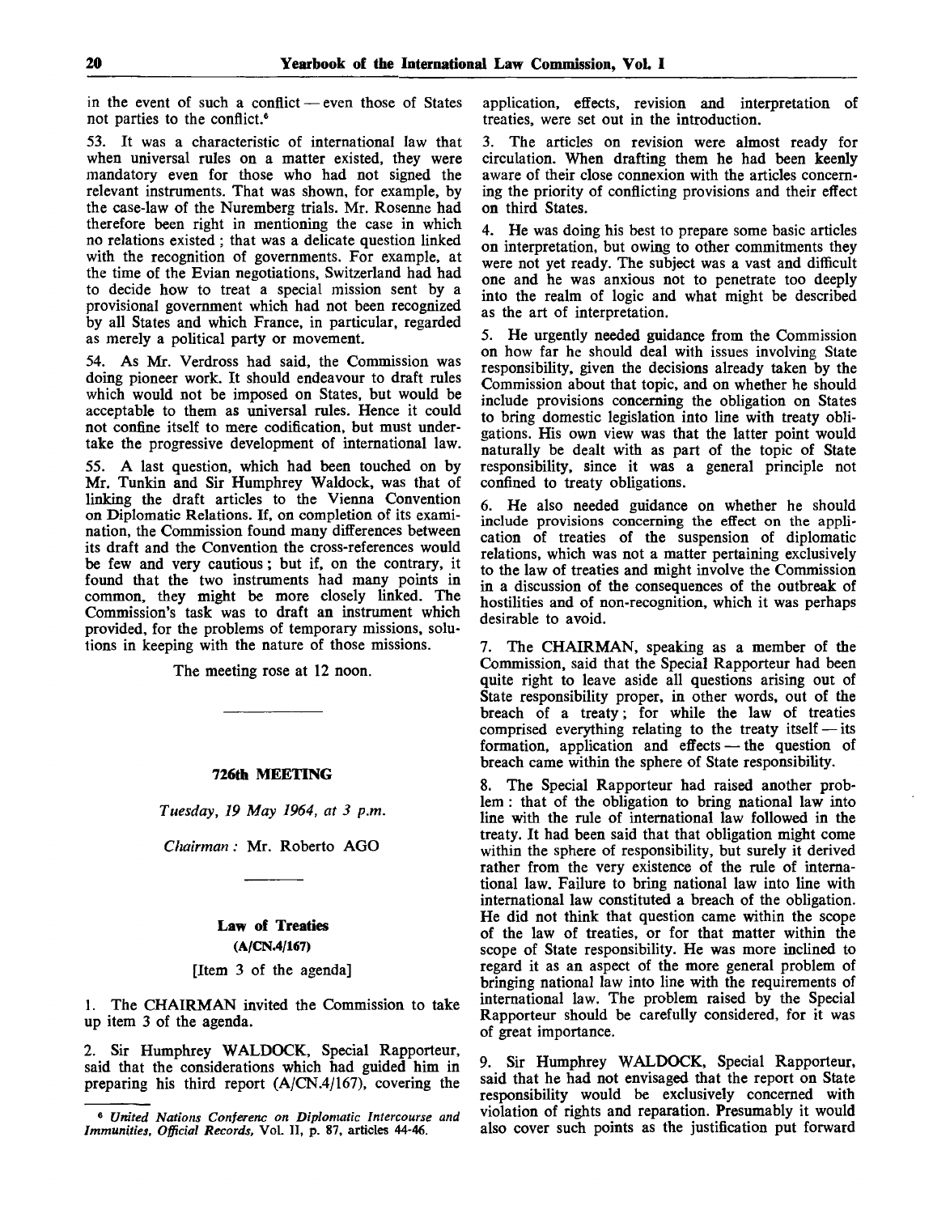in the event of such a conflict — even those of States not parties to the conflict.[6]

53. It was a characteristic of international law that when universal rules on a matter existed, they were mandatory even for those who had not signed the relevant instruments. That was shown, for example, by the case-law of the Nuremberg trials. Mr. Rosenne had therefore been right in mentioning the case in which no relations existed; that was a delicate question linked with the recognition of governments. For example, at the time of the Evian negotiations, Switzerland had had to decide how to treat a special mission sent by a provisional government which had not been recognized by all States and which France, in particular, regarded as merely a political party or movement.

54. As Mr. Verdross had said, the Commission was doing pioneer work. It should endeavour to draft rules which would not be imposed on States, but would be acceptable to them as universal rules. Hence it could not confine itself to mere codification, but must undertake the progressive development of international law.

55. A last question, which had been touched on by Mr. Tunkin and Sir Humphrey Waldock, was that of linking the draft articles to the Vienna Convention on Diplomatic Relations. If, on completion of its examination, the Commission found many differences between its draft and the Convention the cross-references would be few and very cautious; but if, on the contrary, it found that the two instruments had many points in common, they might be more closely linked. The Commission's task was to draft an instrument which provided, for the problems of temporary missions, solutions in keeping with the nature of those missions.

The meeting rose at 12 noon.

## 726th MEETING

*Tuesday, 19 May 1964, at 3 p.m.*

*Chairman:* Mr. Roberto AGO

### Law of Treaties
**(A/CN.4/167)**

[Item 3 of the agenda]

1. The CHAIRMAN invited the Commission to take up item 3 of the agenda.

2. Sir Humphrey WALDOCK, Special Rapporteur, said that the considerations which had guided him in preparing his third report (A/CN.4/167), covering the application, effects, revision and interpretation of treaties, were set out in the introduction.

3. The articles on revision were almost ready for circulation. When drafting them he had been keenly aware of their close connexion with the articles concerning the priority of conflicting provisions and their effect on third States.

4. He was doing his best to prepare some basic articles on interpretation, but owing to other commitments they were not yet ready. The subject was a vast and difficult one and he was anxious not to penetrate too deeply into the realm of logic and what might be described as the art of interpretation.

5. He urgently needed guidance from the Commission on how far he should deal with issues involving State responsibility, given the decisions already taken by the Commission about that topic, and on whether he should include provisions concerning the obligation on States to bring domestic legislation into line with treaty obligations. His own view was that the latter point would naturally be dealt with as part of the topic of State responsibility, since it was a general principle not confined to treaty obligations.

6. He also needed guidance on whether he should include provisions concerning the effect on the application of treaties of the suspension of diplomatic relations, which was not a matter pertaining exclusively to the law of treaties and might involve the Commission in a discussion of the consequences of the outbreak of hostilities and of non-recognition, which it was perhaps desirable to avoid.

7. The CHAIRMAN, speaking as a member of the Commission, said that the Special Rapporteur had been quite right to leave aside all questions arising out of State responsibility proper, in other words, out of the breach of a treaty; for while the law of treaties comprised everything relating to the treaty itself — its formation, application and effects — the question of breach came within the sphere of State responsibility.

8. The Special Rapporteur had raised another problem: that of the obligation to bring national law into line with the rule of international law followed in the treaty. It had been said that that obligation might come within the sphere of responsibility, but surely it derived rather from the very existence of the rule of international law. Failure to bring national law into line with international law constituted a breach of the obligation. He did not think that question came within the scope of the law of treaties, or for that matter within the scope of State responsibility. He was more inclined to regard it as an aspect of the more general problem of bringing national law into line with the requirements of international law. The problem raised by the Special Rapporteur should be carefully considered, for it was of great importance.

9. Sir Humphrey WALDOCK, Special Rapporteur, said that he had not envisaged that the report on State responsibility would be exclusively concerned with violation of rights and reparation. Presumably it would also cover such points as the justification put forward

---

[6] *United Nations Conferenc on Diplomatic Intercourse and Immunities, Official Records,* Vol. II, p. 87, articles 44-46.